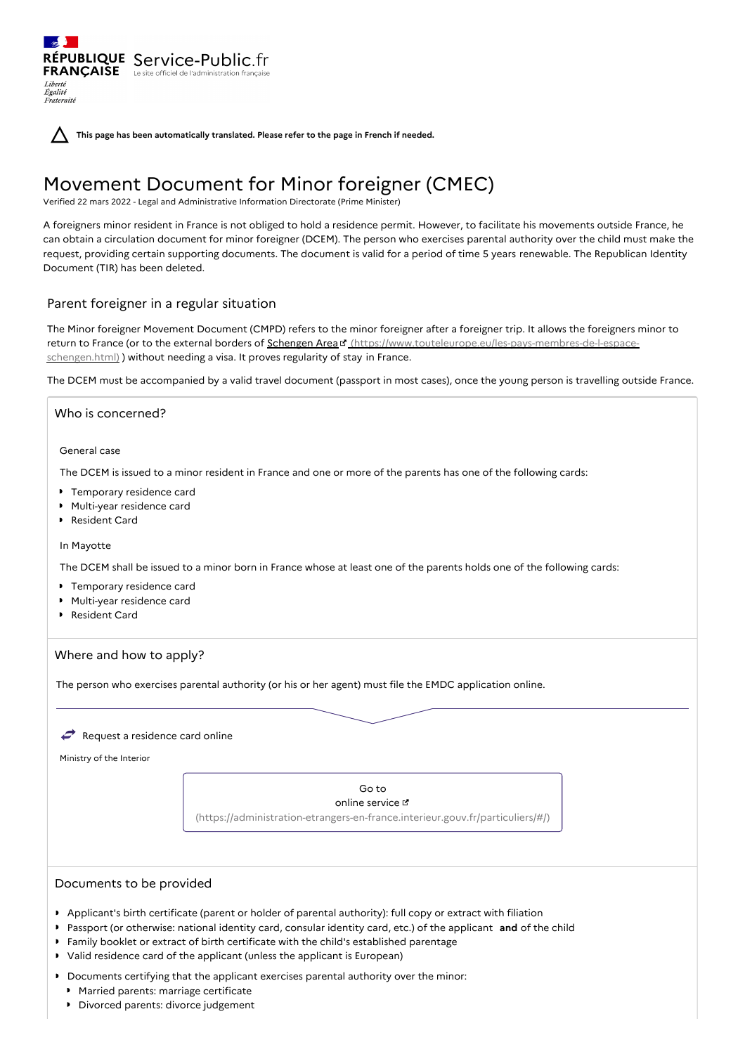**This page has been automatically translated. Please refer to the page in French if needed.**

# Movement Document for Minor foreigner (CMEC)

Verified 22 mars 2022 - Legal and Administrative Information Directorate (Prime Minister)

A foreigners minor resident in France is not obliged to hold a residence permit. However, to facilitate his movements outside France, he can obtain a circulation document for minor foreigner (DCEM). The person who exercises parental authority over the child must make the request, providing certain supporting documents. The document is valid for a period of time 5 years renewable. The Republican Identity Document (TIR) has been deleted.

## Parent foreigner in a regular situation

The Minor foreigner Movement Document (CMPD) refers to the minor foreigner after a foreigner trip. It allows the foreigners minor to return to France (or to the external borders of Schengen Area (https://www.touteleurope.eu/les-pays-membres-de-l-espace-schengen.html) ) without needing a visa. It proves regularity of stay in France.

The DCEM must be accompanied by a valid travel document (passport in most cases), once the young person is travelling outside France.

### Who is concerned?

General case

The DCEM is issued to a minor resident in France and one or more of the parents has one of the following cards:

- Temporary residence card
- Multi-year residence card
- Resident Card

In Mayotte

The DCEM shall be issued to a minor born in France whose at least one of the parents holds one of the following cards:

- Temporary residence card
- Multi-year residence card
- Resident Card

### Where and how to apply?

The person who exercises parental authority (or his or her agent) must file the EMDC application online.

Request a residence card online

Ministry of the Interior

Go to online service (https://administration-etrangers-en-france.interieur.gouv.fr/particuliers/#/)

### Documents to be provided

- Applicant's birth certificate (parent or holder of parental authority): full copy or extract with filiation
- Passport (or otherwise: national identity card, consular identity card, etc.) of the applicant **and** of the child
- Family booklet or extract of birth certificate with the child's established parentage
- Valid residence card of the applicant (unless the applicant is European)
- Documents certifying that the applicant exercises parental authority over the minor:
  - Married parents: marriage certificate
  - Divorced parents: divorce judgement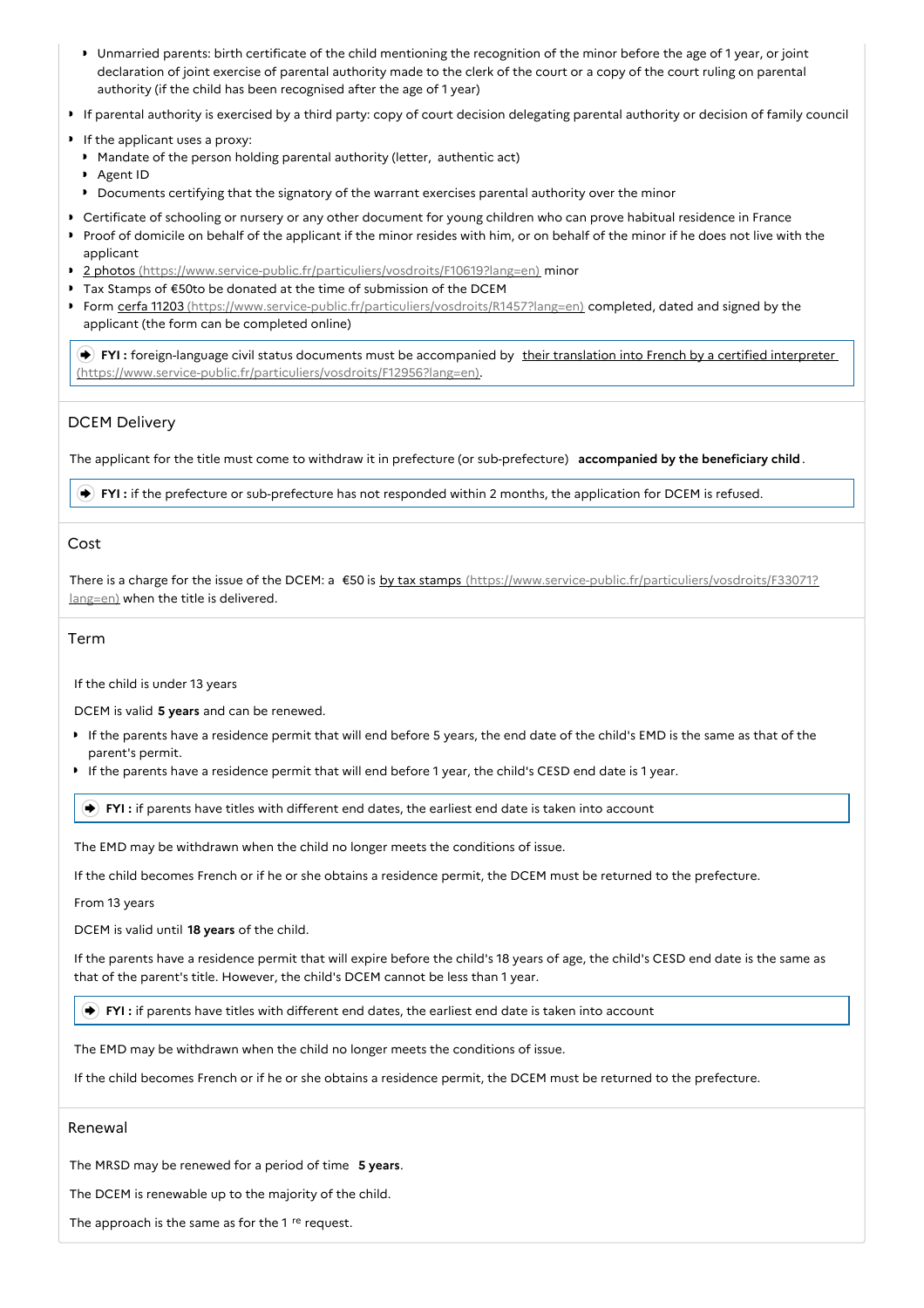- Unmarried parents: birth certificate of the child mentioning the recognition of the minor before the age of 1 year, or joint declaration of joint exercise of parental authority made to the clerk of the court or a copy of the court ruling on parental authority (if the child has been recognised after the age of 1 year)
- If parental authority is exercised by a third party: copy of court decision delegating parental authority or decision of family council
- If the applicant uses a proxy:
  - Mandate of the person holding parental authority (letter, authentic act)
  - Agent ID
  - Documents certifying that the signatory of the warrant exercises parental authority over the minor
- Certificate of schooling or nursery or any other document for young children who can prove habitual residence in France
- Proof of domicile on behalf of the applicant if the minor resides with him, or on behalf of the minor if he does not live with the applicant
- 2 photos (https://www.service-public.fr/particuliers/vosdroits/F10619?lang=en) minor
- Tax Stamps of €50to be donated at the time of submission of the DCEM
- Form cerfa 11203 (https://www.service-public.fr/particuliers/vosdroits/R1457?lang=en) completed, dated and signed by the applicant (the form can be completed online)

**FYI :** foreign-language civil status documents must be accompanied by their translation into French by a certified interpreter (https://www.service-public.fr/particuliers/vosdroits/F12956?lang=en).

## DCEM Delivery

The applicant for the title must come to withdraw it in prefecture (or sub-prefecture) **accompanied by the beneficiary child**.

**FYI :** if the prefecture or sub-prefecture has not responded within 2 months, the application for DCEM is refused.

## Cost

There is a charge for the issue of the DCEM: a €50 is by tax stamps (https://www.service-public.fr/particuliers/vosdroits/F33071?lang=en) when the title is delivered.

## Term

If the child is under 13 years

DCEM is valid **5 years** and can be renewed.

- If the parents have a residence permit that will end before 5 years, the end date of the child's EMD is the same as that of the parent's permit.
- If the parents have a residence permit that will end before 1 year, the child's CESD end date is 1 year.

**FYI :** if parents have titles with different end dates, the earliest end date is taken into account

The EMD may be withdrawn when the child no longer meets the conditions of issue.

If the child becomes French or if he or she obtains a residence permit, the DCEM must be returned to the prefecture.

From 13 years

DCEM is valid until **18 years** of the child.

If the parents have a residence permit that will expire before the child's 18 years of age, the child's CESD end date is the same as that of the parent's title. However, the child's DCEM cannot be less than 1 year.

**FYI :** if parents have titles with different end dates, the earliest end date is taken into account

The EMD may be withdrawn when the child no longer meets the conditions of issue.

If the child becomes French or if he or she obtains a residence permit, the DCEM must be returned to the prefecture.

## Renewal

The MRSD may be renewed for a period of time **5 years**.

The DCEM is renewable up to the majority of the child.

The approach is the same as for the 1 re request.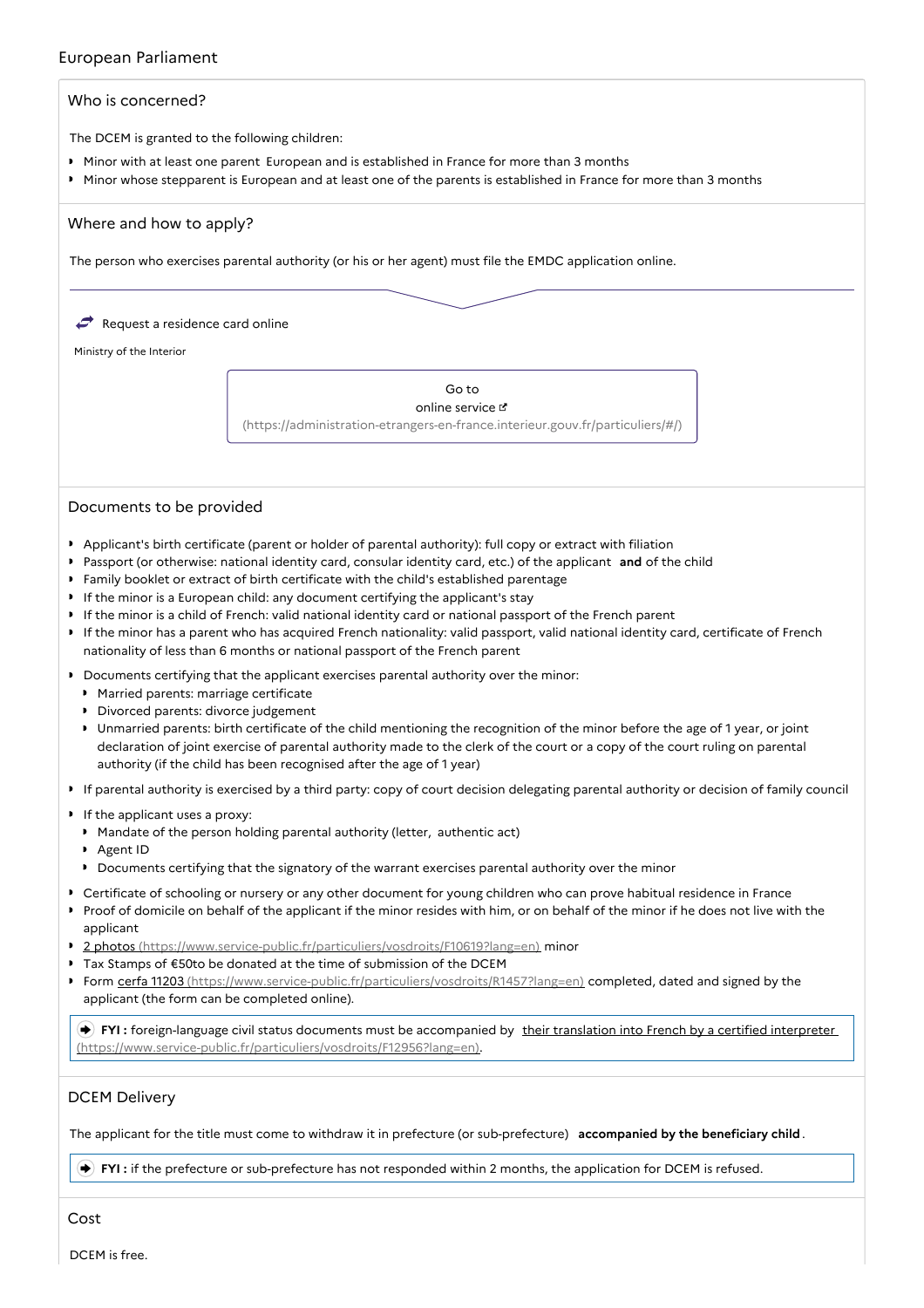## European Parliament

### Who is concerned?

The DCEM is granted to the following children:

- Minor with at least one parent European and is established in France for more than 3 months
- Minor whose stepparent is European and at least one of the parents is established in France for more than 3 months

### Where and how to apply?

The person who exercises parental authority (or his or her agent) must file the EMDC application online.

Request a residence card online

Ministry of the Interior

Go to online service (https://administration-etrangers-en-france.interieur.gouv.fr/particuliers/#/)

### Documents to be provided

- Applicant's birth certificate (parent or holder of parental authority): full copy or extract with filiation
- Passport (or otherwise: national identity card, consular identity card, etc.) of the applicant **and** of the child
- Family booklet or extract of birth certificate with the child's established parentage
- If the minor is a European child: any document certifying the applicant's stay
- If the minor is a child of French: valid national identity card or national passport of the French parent
- If the minor has a parent who has acquired French nationality: valid passport, valid national identity card, certificate of French nationality of less than 6 months or national passport of the French parent
- Documents certifying that the applicant exercises parental authority over the minor:
  - Married parents: marriage certificate
  - Divorced parents: divorce judgement
  - Unmarried parents: birth certificate of the child mentioning the recognition of the minor before the age of 1 year, or joint declaration of joint exercise of parental authority made to the clerk of the court or a copy of the court ruling on parental authority (if the child has been recognised after the age of 1 year)
- If parental authority is exercised by a third party: copy of court decision delegating parental authority or decision of family council
- If the applicant uses a proxy:
  - Mandate of the person holding parental authority (letter, authentic act)
  - Agent ID
  - Documents certifying that the signatory of the warrant exercises parental authority over the minor
- Certificate of schooling or nursery or any other document for young children who can prove habitual residence in France
- Proof of domicile on behalf of the applicant if the minor resides with him, or on behalf of the minor if he does not live with the applicant
- 2 photos (https://www.service-public.fr/particuliers/vosdroits/F10619?lang=en) minor
- Tax Stamps of €50to be donated at the time of submission of the DCEM
- Form cerfa 11203 (https://www.service-public.fr/particuliers/vosdroits/R1457?lang=en) completed, dated and signed by the applicant (the form can be completed online).

**FYI :** foreign-language civil status documents must be accompanied by their translation into French by a certified interpreter (https://www.service-public.fr/particuliers/vosdroits/F12956?lang=en).

### DCEM Delivery

The applicant for the title must come to withdraw it in prefecture (or sub-prefecture) **accompanied by the beneficiary child**.

**FYI :** if the prefecture or sub-prefecture has not responded within 2 months, the application for DCEM is refused.

### Cost

DCEM is free.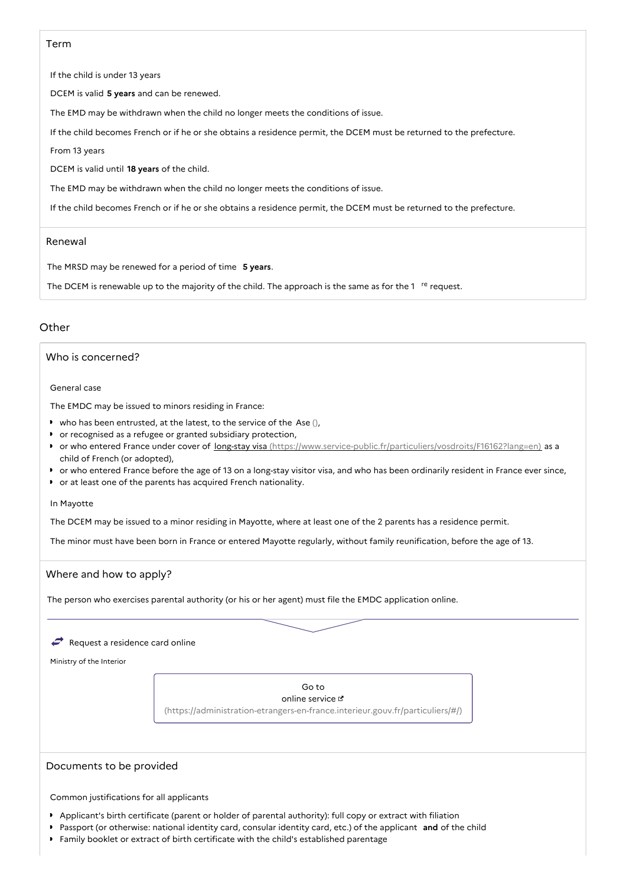### Term

If the child is under 13 years

DCEM is valid **5 years** and can be renewed.

The EMD may be withdrawn when the child no longer meets the conditions of issue.

If the child becomes French or if he or she obtains a residence permit, the DCEM must be returned to the prefecture.

From 13 years

DCEM is valid until **18 years** of the child.

The EMD may be withdrawn when the child no longer meets the conditions of issue.

If the child becomes French or if he or she obtains a residence permit, the DCEM must be returned to the prefecture.

### Renewal

The MRSD may be renewed for a period of time **5 years**.

The DCEM is renewable up to the majority of the child. The approach is the same as for the 1 re request.

## Other

### Who is concerned?

General case

The EMDC may be issued to minors residing in France:

- who has been entrusted, at the latest, to the service of the Ase (),
- or recognised as a refugee or granted subsidiary protection,
- or who entered France under cover of long-stay visa (https://www.service-public.fr/particuliers/vosdroits/F16162?lang=en) as a child of French (or adopted),
- or who entered France before the age of 13 on a long-stay visitor visa, and who has been ordinarily resident in France ever since,
- or at least one of the parents has acquired French nationality.

In Mayotte

The DCEM may be issued to a minor residing in Mayotte, where at least one of the 2 parents has a residence permit.

The minor must have been born in France or entered Mayotte regularly, without family reunification, before the age of 13.

### Where and how to apply?

The person who exercises parental authority (or his or her agent) must file the EMDC application online.

Request a residence card online

Ministry of the Interior

Go to online service (https://administration-etrangers-en-france.interieur.gouv.fr/particuliers/#/)

### Documents to be provided

Common justifications for all applicants

- Applicant's birth certificate (parent or holder of parental authority): full copy or extract with filiation
- Passport (or otherwise: national identity card, consular identity card, etc.) of the applicant **and** of the child
- Family booklet or extract of birth certificate with the child's established parentage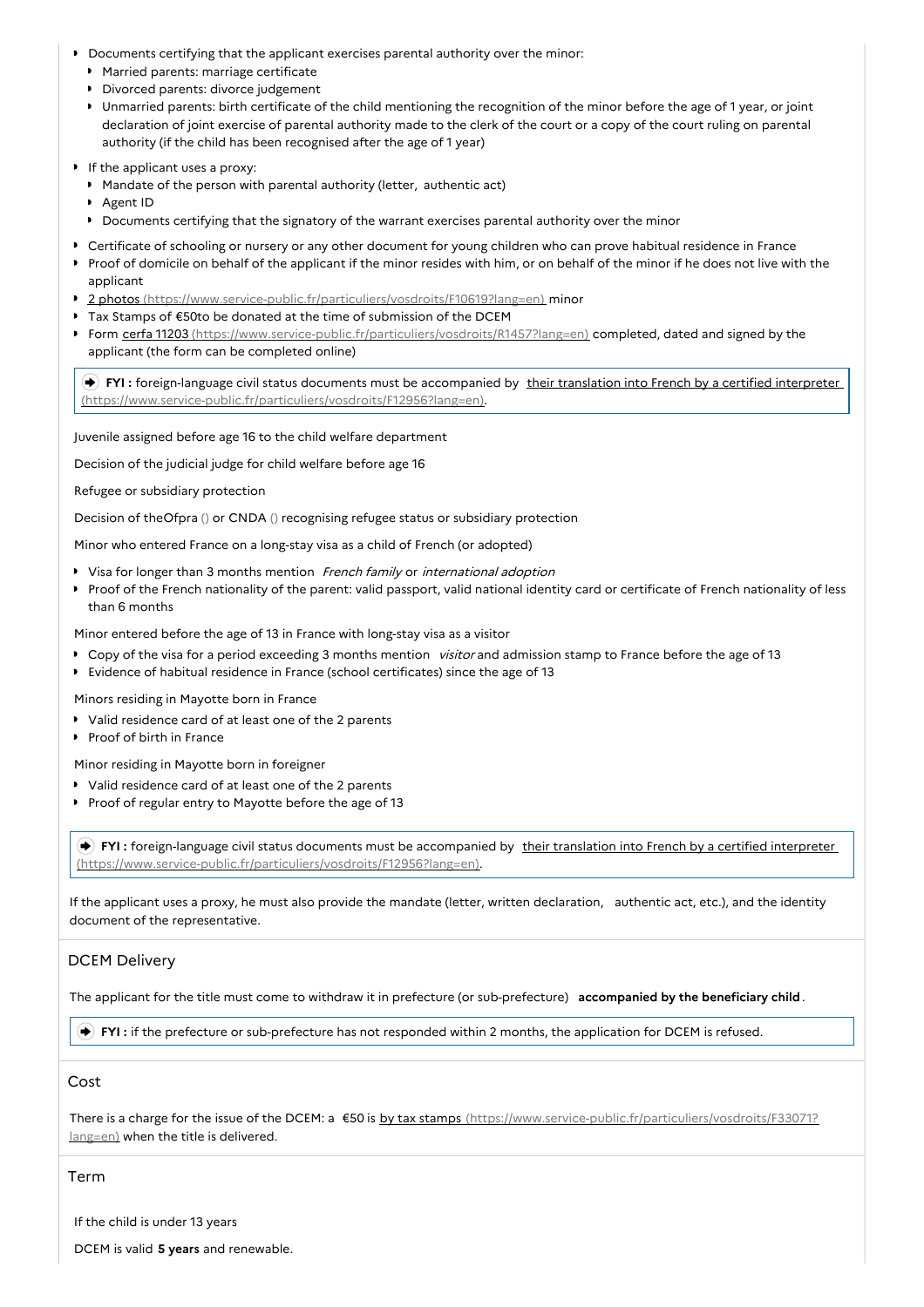- Documents certifying that the applicant exercises parental authority over the minor:
  - Married parents: marriage certificate
  - Divorced parents: divorce judgement
  - Unmarried parents: birth certificate of the child mentioning the recognition of the minor before the age of 1 year, or joint declaration of joint exercise of parental authority made to the clerk of the court or a copy of the court ruling on parental authority (if the child has been recognised after the age of 1 year)
- If the applicant uses a proxy:
  - Mandate of the person with parental authority (letter, authentic act)
  - Agent ID
  - Documents certifying that the signatory of the warrant exercises parental authority over the minor
- Certificate of schooling or nursery or any other document for young children who can prove habitual residence in France
- Proof of domicile on behalf of the applicant if the minor resides with him, or on behalf of the minor if he does not live with the applicant
- 2 photos (https://www.service-public.fr/particuliers/vosdroits/F10619?lang=en) minor
- Tax Stamps of €50to be donated at the time of submission of the DCEM
- Form cerfa 11203 (https://www.service-public.fr/particuliers/vosdroits/R1457?lang=en) completed, dated and signed by the applicant (the form can be completed online)

> **FYI :** foreign-language civil status documents must be accompanied by their translation into French by a certified interpreter (https://www.service-public.fr/particuliers/vosdroits/F12956?lang=en).

Juvenile assigned before age 16 to the child welfare department

Decision of the judicial judge for child welfare before age 16

Refugee or subsidiary protection

Decision of theOfpra () or CNDA () recognising refugee status or subsidiary protection

Minor who entered France on a long-stay visa as a child of French (or adopted)

- Visa for longer than 3 months mention *French family* or *international adoption*
- Proof of the French nationality of the parent: valid passport, valid national identity card or certificate of French nationality of less than 6 months

Minor entered before the age of 13 in France with long-stay visa as a visitor

- Copy of the visa for a period exceeding 3 months mention *visitor* and admission stamp to France before the age of 13
- Evidence of habitual residence in France (school certificates) since the age of 13

Minors residing in Mayotte born in France

- Valid residence card of at least one of the 2 parents
- Proof of birth in France

Minor residing in Mayotte born in foreigner

- Valid residence card of at least one of the 2 parents
- Proof of regular entry to Mayotte before the age of 13

> **FYI :** foreign-language civil status documents must be accompanied by their translation into French by a certified interpreter (https://www.service-public.fr/particuliers/vosdroits/F12956?lang=en).

If the applicant uses a proxy, he must also provide the mandate (letter, written declaration, authentic act, etc.), and the identity document of the representative.

## DCEM Delivery

The applicant for the title must come to withdraw it in prefecture (or sub-prefecture) **accompanied by the beneficiary child**.

> **FYI :** if the prefecture or sub-prefecture has not responded within 2 months, the application for DCEM is refused.

## Cost

There is a charge for the issue of the DCEM: a €50 is by tax stamps (https://www.service-public.fr/particuliers/vosdroits/F33071?lang=en) when the title is delivered.

## Term

If the child is under 13 years

DCEM is valid **5 years** and renewable.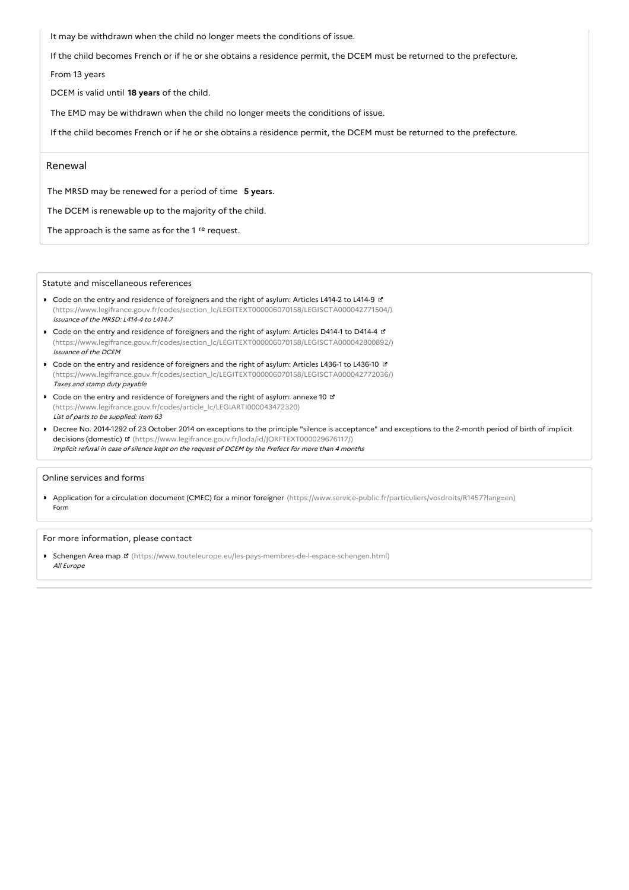It may be withdrawn when the child no longer meets the conditions of issue.

If the child becomes French or if he or she obtains a residence permit, the DCEM must be returned to the prefecture.

From 13 years

DCEM is valid until **18 years** of the child.

The EMD may be withdrawn when the child no longer meets the conditions of issue.

If the child becomes French or if he or she obtains a residence permit, the DCEM must be returned to the prefecture.

## Renewal

The MRSD may be renewed for a period of time **5 years**.

The DCEM is renewable up to the majority of the child.

The approach is the same as for the 1 re request.

### Statute and miscellaneous references

- Code on the entry and residence of foreigners and the right of asylum: Articles L414-2 to L414-9 (https://www.legifrance.gouv.fr/codes/section_lc/LEGITEXT000006070158/LEGISCTA000042771504/)
  *Issuance of the MRSD: L414-4 to L414-7*
- Code on the entry and residence of foreigners and the right of asylum: Articles D414-1 to D414-4 (https://www.legifrance.gouv.fr/codes/section_lc/LEGITEXT000006070158/LEGISCTA000042800892/)
  *Issuance of the DCEM*
- Code on the entry and residence of foreigners and the right of asylum: Articles L436-1 to L436-10 (https://www.legifrance.gouv.fr/codes/section_lc/LEGITEXT000006070158/LEGISCTA000042772036/)
  *Taxes and stamp duty payable*
- Code on the entry and residence of foreigners and the right of asylum: annexe 10 (https://www.legifrance.gouv.fr/codes/article_lc/LEGIARTI000043472320)
  *List of parts to be supplied: item 63*
- Decree No. 2014-1292 of 23 October 2014 on exceptions to the principle "silence is acceptance" and exceptions to the 2-month period of birth of implicit decisions (domestic) (https://www.legifrance.gouv.fr/loda/id/JORFTEXT000029676117/)
  *Implicit refusal in case of silence kept on the request of DCEM by the Prefect for more than 4 months*

### Online services and forms

- Application for a circulation document (CMEC) for a minor foreigner (https://www.service-public.fr/particuliers/vosdroits/R1457?lang=en)
  Form

### For more information, please contact

- Schengen Area map (https://www.touteleurope.eu/les-pays-membres-de-l-espace-schengen.html)
  *All Europe*